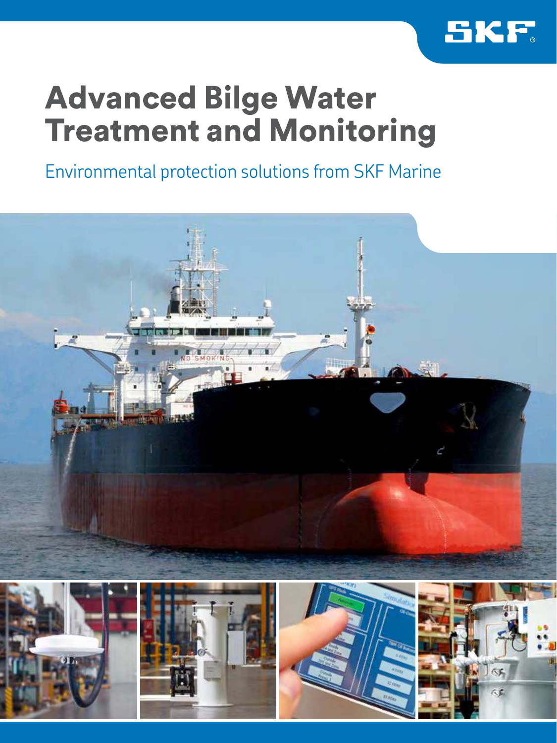SKF

# Advanced Bilge Water Treatment and Monitoring

## Environmental protection solutions from SKF Marine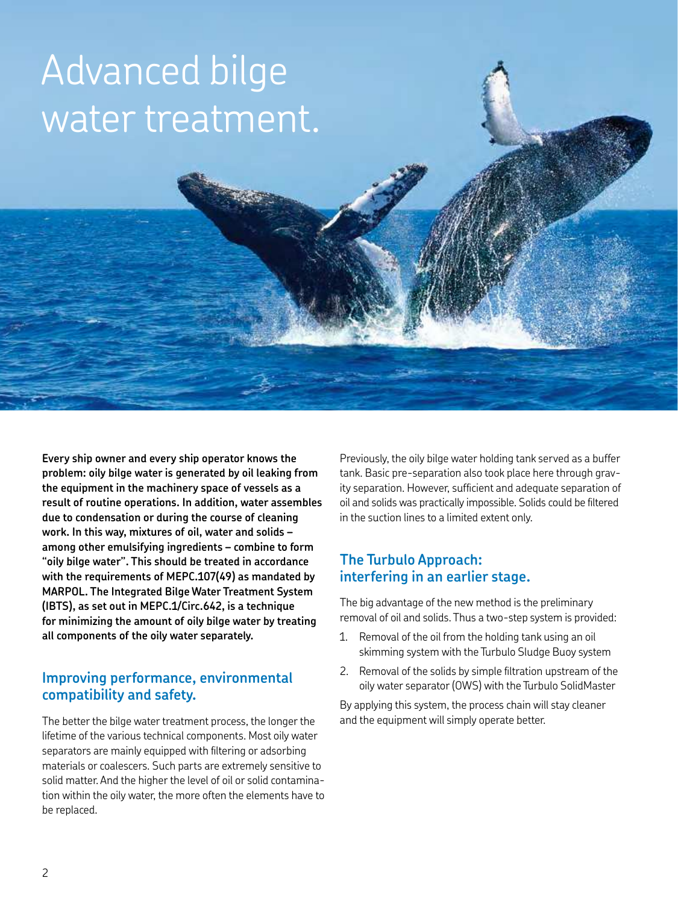# Advanced bilge water treatment.

**Every ship owner and every ship operator knows the problem: oily bilge water is generated by oil leaking from the equipment in the machinery space of vessels as a result of routine operations. In addition, water assembles due to condensation or during the course of cleaning work. In this way, mixtures of oil, water and solids – among other emulsifying ingredients – combine to form "oily bilge water". This should be treated in accordance with the requirements of MEPC.107(49) as mandated by MARPOL. The Integrated Bilge Water Treatment System (IBTS), as set out in MEPC.1/Circ.642, is a technique for minimizing the amount of oily bilge water by treating all components of the oily water separately.**

## Improving performance, environmental compatibility and safety.

The better the bilge water treatment process, the longer the lifetime of the various technical components. Most oily water separators are mainly equipped with filtering or adsorbing materials or coalescers. Such parts are extremely sensitive to solid matter. And the higher the level of oil or solid contamination within the oily water, the more often the elements have to be replaced.

Previously, the oily bilge water holding tank served as a buffer tank. Basic pre-separation also took place here through gravity separation. However, sufficient and adequate separation of oil and solids was practically impossible. Solids could be filtered in the suction lines to a limited extent only.

## The Turbulo Approach: interfering in an earlier stage.

The big advantage of the new method is the preliminary removal of oil and solids. Thus a two-step system is provided:

1. Removal of the oil from the holding tank using an oil skimming system with the Turbulo Sludge Buoy system
2. Removal of the solids by simple filtration upstream of the oily water separator (OWS) with the Turbulo SolidMaster

By applying this system, the process chain will stay cleaner and the equipment will simply operate better.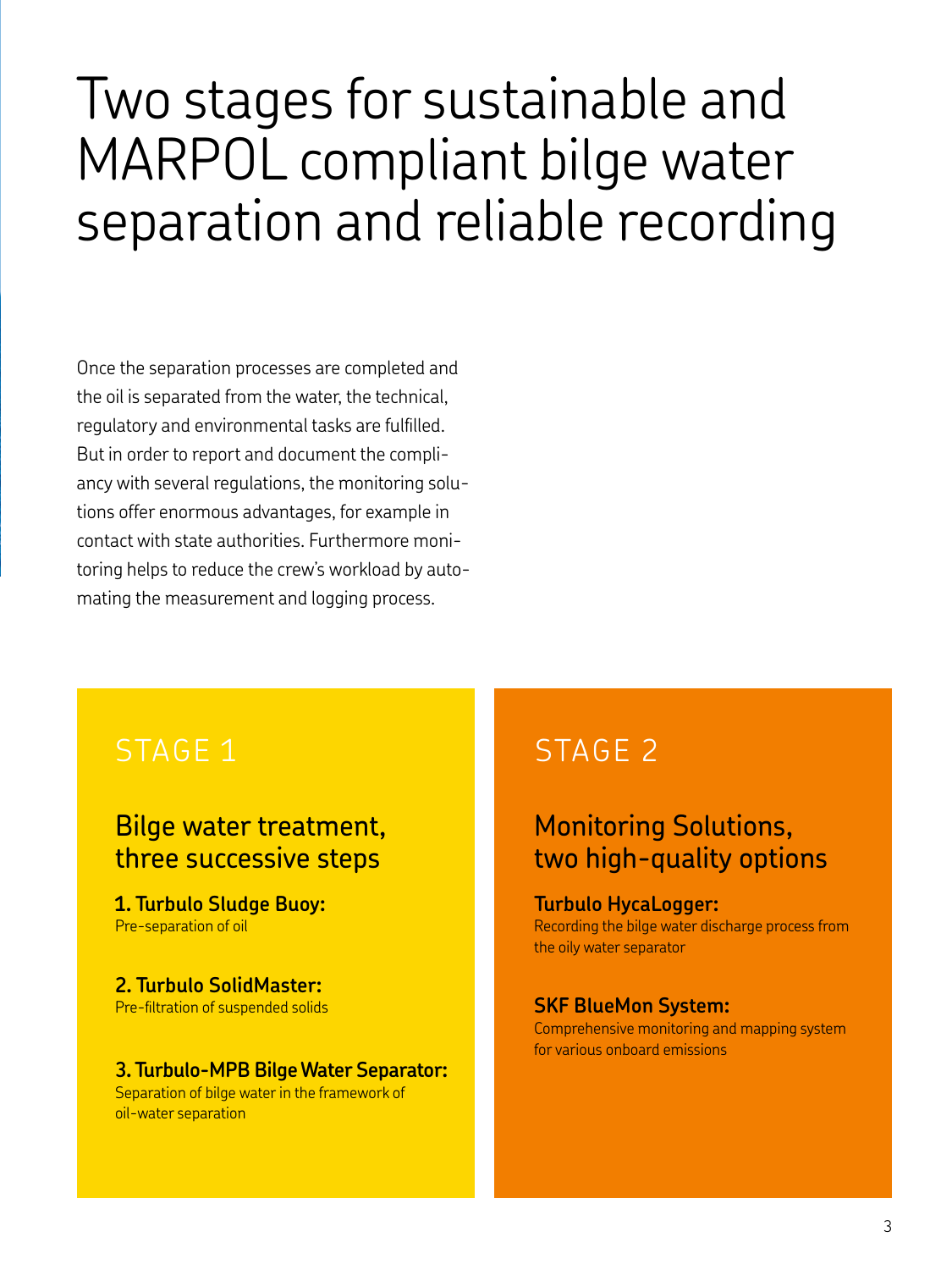# Two stages for sustainable and MARPOL compliant bilge water separation and reliable recording

Once the separation processes are completed and the oil is separated from the water, the technical, regulatory and environmental tasks are fulfilled. But in order to report and document the compliancy with several regulations, the monitoring solutions offer enormous advantages, for example in contact with state authorities. Furthermore monitoring helps to reduce the crew's workload by automating the measurement and logging process.

## STAGE 1

### Bilge water treatment, three successive steps

**1. Turbulo Sludge Buoy:**
Pre-separation of oil

**2. Turbulo SolidMaster:**
Pre-filtration of suspended solids

**3. Turbulo-MPB Bilge Water Separator:**
Separation of bilge water in the framework of oil-water separation

## STAGE 2

### Monitoring Solutions, two high-quality options

**Turbulo HycaLogger:**
Recording the bilge water discharge process from the oily water separator

**SKF BlueMon System:**
Comprehensive monitoring and mapping system for various onboard emissions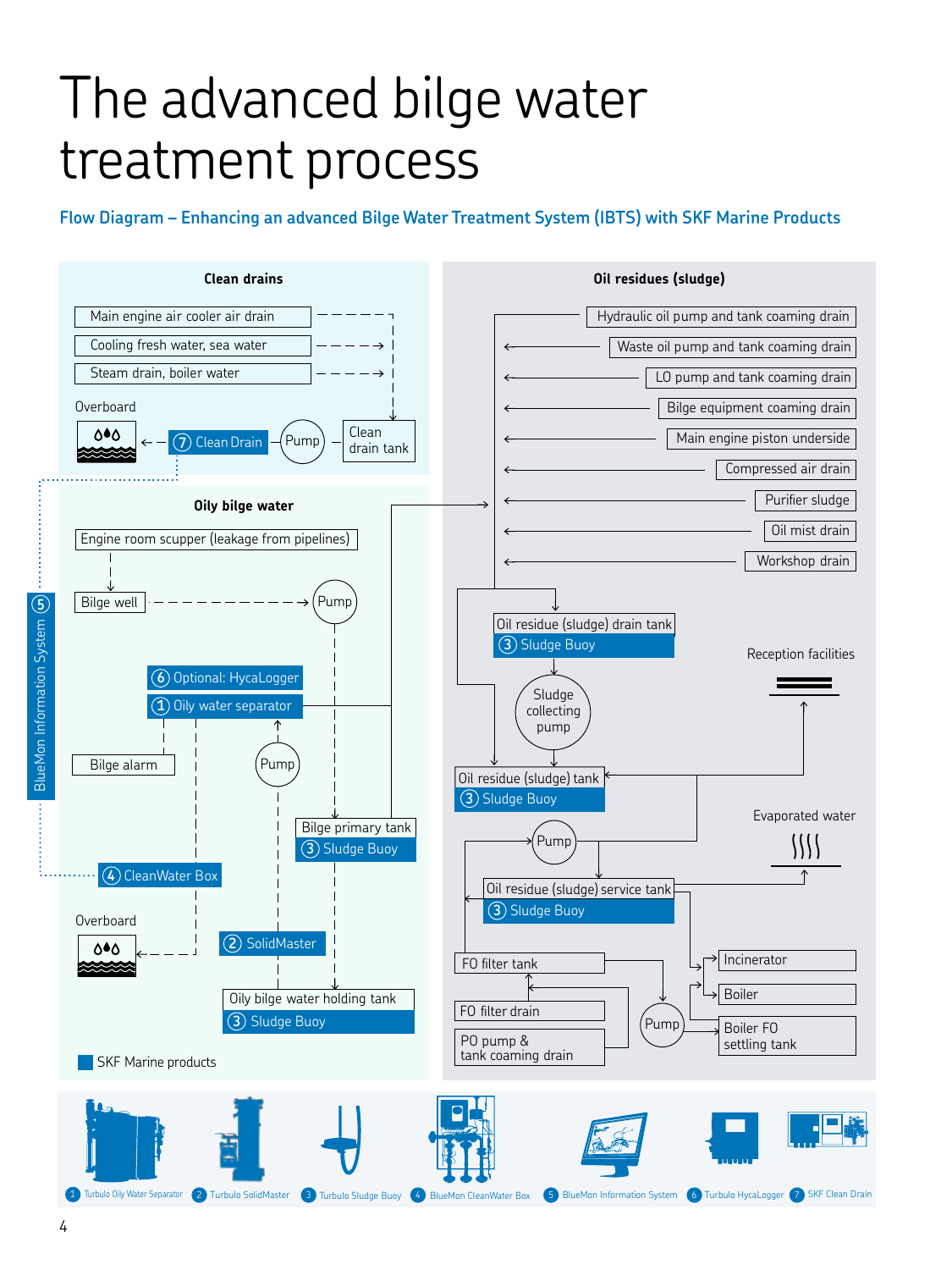# The advanced bilge water treatment process

**Flow Diagram – Enhancing an advanced Bilge Water Treatment System (IBTS) with SKF Marine Products**

**Clean drains**

- Main engine air cooler air drain
- Cooling fresh water, sea water
- Steam drain, boiler water
- Clean drain tank
- Pump
- 7 Clean Drain
- Overboard

**Oily bilge water**

- Engine room scupper (leakage from pipelines)
- Bilge well
- Pump
- 6 Optional: HycaLogger
- 1 Oily water separator
- Bilge alarm
- Pump
- Bilge primary tank — 3 Sludge Buoy
- 4 CleanWater Box
- Overboard
- 2 SolidMaster
- Oily bilge water holding tank — 3 Sludge Buoy

5 BlueMon Information System

**Oil residues (sludge)**

- Hydraulic oil pump and tank coaming drain
- Waste oil pump and tank coaming drain
- LO pump and tank coaming drain
- Bilge equipment coaming drain
- Main engine piston underside
- Compressed air drain
- Purifier sludge
- Oil mist drain
- Workshop drain
- Oil residue (sludge) drain tank — 3 Sludge Buoy
- Sludge collecting pump
- Oil residue (sludge) tank — 3 Sludge Buoy
- Reception facilities
- Pump
- Evaporated water
- Oil residue (sludge) service tank — 3 Sludge Buoy
- FO filter tank
- FO filter drain
- PO pump & tank coaming drain
- Pump
- Incinerator
- Boiler
- Boiler FO settling tank

SKF Marine products

1 Turbulo Oily Water Separator · 2 Turbulo SolidMaster · 3 Turbulo Sludge Buoy · 4 BlueMon CleanWater Box · 5 BlueMon Information System · 6 Turbulo HycaLogger · 7 SKF Clean Drain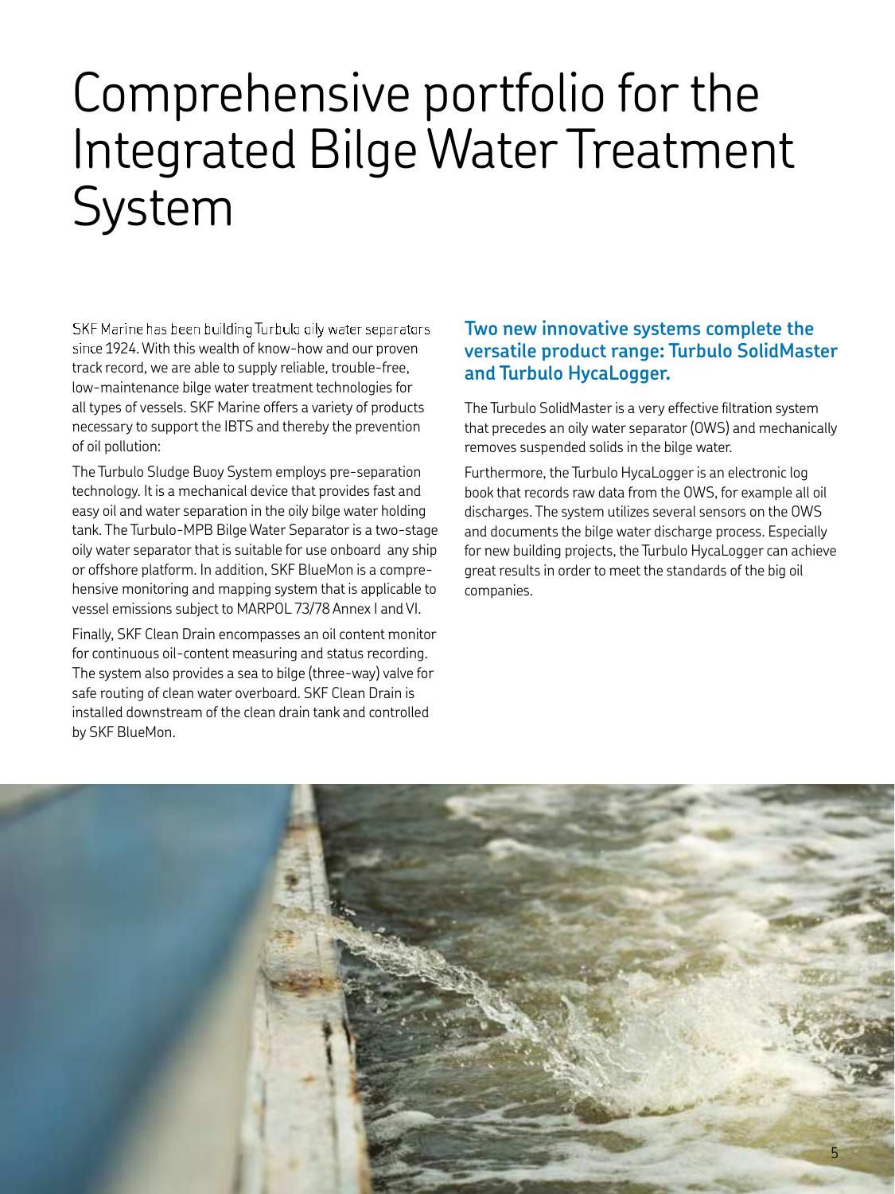# Comprehensive portfolio for the Integrated Bilge Water Treatment System

SKF Marine has been building Turbulo oily water separators since 1924. With this wealth of know-how and our proven track record, we are able to supply reliable, trouble-free, low-maintenance bilge water treatment technologies for all types of vessels. SKF Marine offers a variety of products necessary to support the IBTS and thereby the prevention of oil pollution:

The Turbulo Sludge Buoy System employs pre-separation technology. It is a mechanical device that provides fast and easy oil and water separation in the oily bilge water holding tank. The Turbulo-MPB Bilge Water Separator is a two-stage oily water separator that is suitable for use onboard any ship or offshore platform. In addition, SKF BlueMon is a comprehensive monitoring and mapping system that is applicable to vessel emissions subject to MARPOL 73/78 Annex I and VI.

Finally, SKF Clean Drain encompasses an oil content monitor for continuous oil-content measuring and status recording. The system also provides a sea to bilge (three-way) valve for safe routing of clean water overboard. SKF Clean Drain is installed downstream of the clean drain tank and controlled by SKF BlueMon.

## Two new innovative systems complete the versatile product range: Turbulo SolidMaster and Turbulo HycaLogger.

The Turbulo SolidMaster is a very effective filtration system that precedes an oily water separator (OWS) and mechanically removes suspended solids in the bilge water.

Furthermore, the Turbulo HycaLogger is an electronic log book that records raw data from the OWS, for example all oil discharges. The system utilizes several sensors on the OWS and documents the bilge water discharge process. Especially for new building projects, the Turbulo HycaLogger can achieve great results in order to meet the standards of the big oil companies.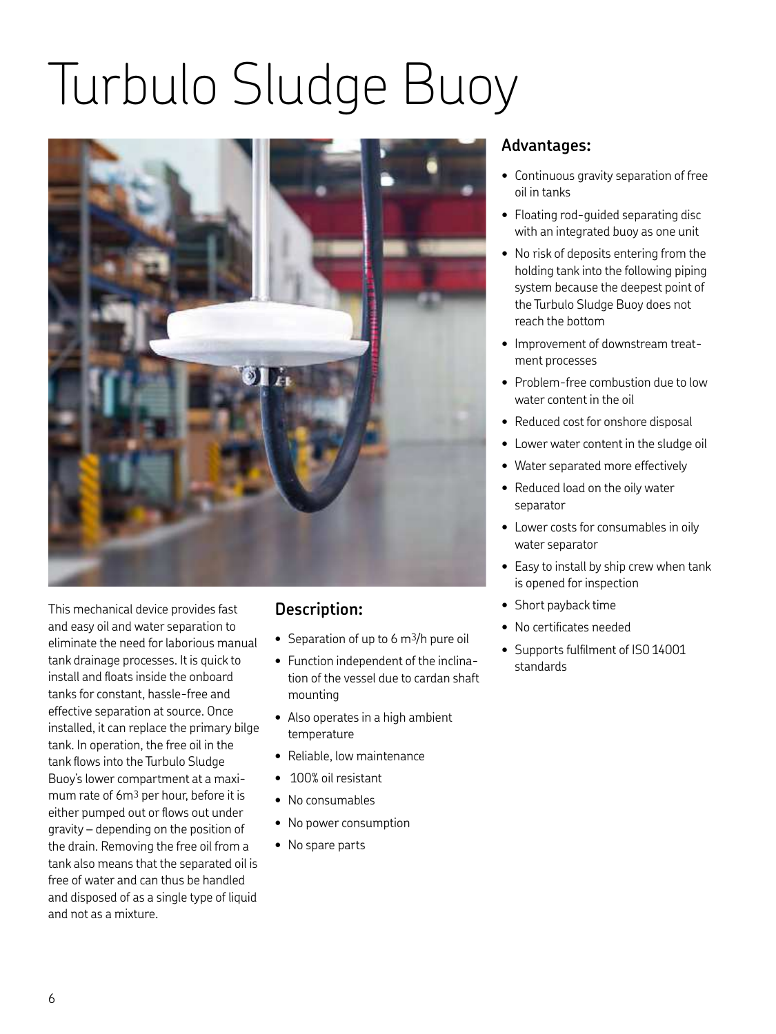# Turbulo Sludge Buoy

This mechanical device provides fast and easy oil and water separation to eliminate the need for laborious manual tank drainage processes. It is quick to install and floats inside the onboard tanks for constant, hassle-free and effective separation at source. Once installed, it can replace the primary bilge tank. In operation, the free oil in the tank flows into the Turbulo Sludge Buoy's lower compartment at a maximum rate of $6 m^3$ per hour, before it is either pumped out or flows out under gravity – depending on the position of the drain. Removing the free oil from a tank also means that the separated oil is free of water and can thus be handled and disposed of as a single type of liquid and not as a mixture.

## Description:

- Separation of up to $6 m^3/h$ pure oil
- Function independent of the inclination of the vessel due to cardan shaft mounting
- Also operates in a high ambient temperature
- Reliable, low maintenance
- 100% oil resistant
- No consumables
- No power consumption
- No spare parts

## Advantages:

- Continuous gravity separation of free oil in tanks
- Floating rod-guided separating disc with an integrated buoy as one unit
- No risk of deposits entering from the holding tank into the following piping system because the deepest point of the Turbulo Sludge Buoy does not reach the bottom
- Improvement of downstream treatment processes
- Problem-free combustion due to low water content in the oil
- Reduced cost for onshore disposal
- Lower water content in the sludge oil
- Water separated more effectively
- Reduced load on the oily water separator
- Lower costs for consumables in oily water separator
- Easy to install by ship crew when tank is opened for inspection
- Short payback time
- No certificates needed
- Supports fulfilment of ISO 14001 standards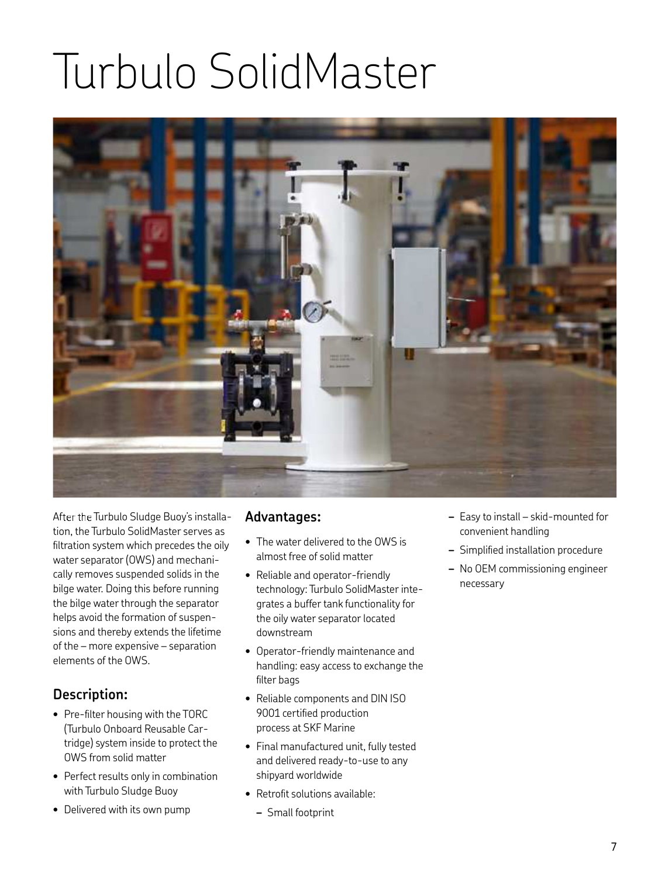# Turbulo SolidMaster

After the Turbulo Sludge Buoy's installation, the Turbulo SolidMaster serves as filtration system which precedes the oily water separator (OWS) and mechanically removes suspended solids in the bilge water. Doing this before running the bilge water through the separator helps avoid the formation of suspensions and thereby extends the lifetime of the – more expensive – separation elements of the OWS.

## Description:

- Pre-filter housing with the TORC (Turbulo Onboard Reusable Cartridge) system inside to protect the OWS from solid matter
- Perfect results only in combination with Turbulo Sludge Buoy
- Delivered with its own pump

## Advantages:

- The water delivered to the OWS is almost free of solid matter
- Reliable and operator-friendly technology: Turbulo SolidMaster integrates a buffer tank functionality for the oily water separator located downstream
- Operator-friendly maintenance and handling: easy access to exchange the filter bags
- Reliable components and DIN ISO 9001 certified production process at SKF Marine
- Final manufactured unit, fully tested and delivered ready-to-use to any shipyard worldwide
- Retrofit solutions available:
  - Small footprint
  - Easy to install – skid-mounted for convenient handling
  - Simplified installation procedure
  - No OEM commissioning engineer necessary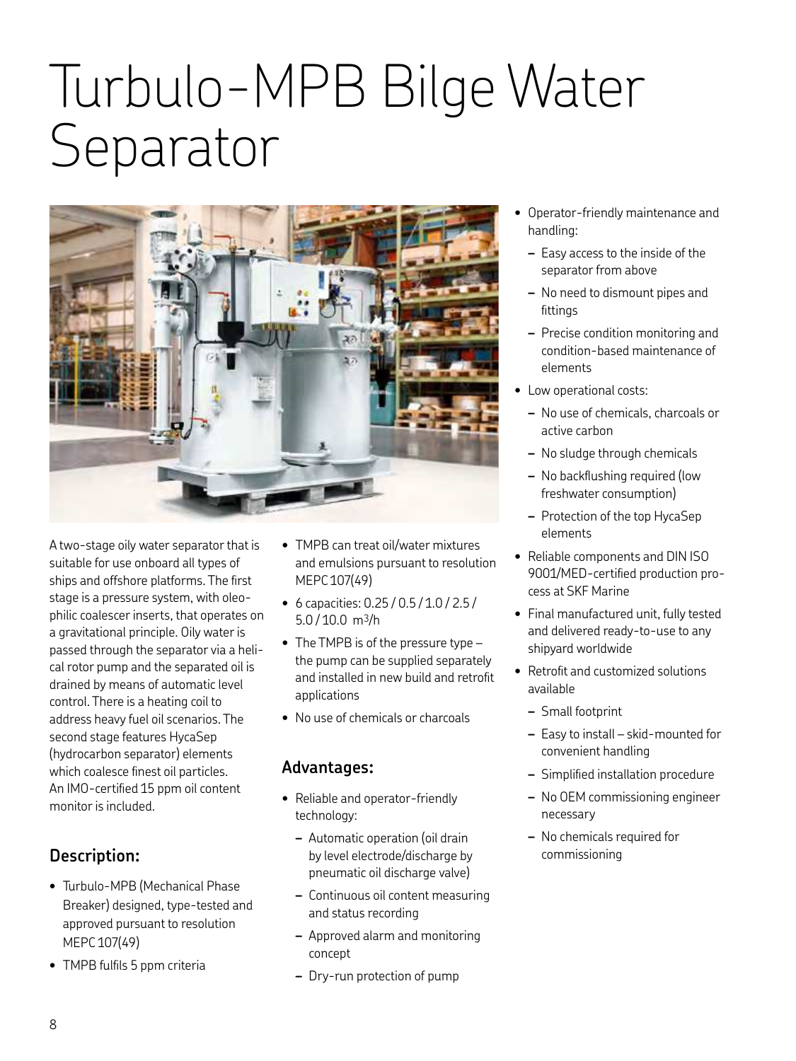# Turbulo-MPB Bilge Water Separator

A two-stage oily water separator that is suitable for use onboard all types of ships and offshore platforms. The first stage is a pressure system, with oleophilic coalescer inserts, that operates on a gravitational principle. Oily water is passed through the separator via a helical rotor pump and the separated oil is drained by means of automatic level control. There is a heating coil to address heavy fuel oil scenarios. The second stage features HycaSep (hydrocarbon separator) elements which coalesce finest oil particles. An IMO-certified 15 ppm oil content monitor is included.

## Description:

- Turbulo-MPB (Mechanical Phase Breaker) designed, type-tested and approved pursuant to resolution MEPC 107(49)
- TMPB fulfils 5 ppm criteria
- TMPB can treat oil/water mixtures and emulsions pursuant to resolution MEPC 107(49)
- 6 capacities: 0.25 / 0.5 / 1.0 / 2.5 / 5.0 / 10.0 $m^3$/h
- The TMPB is of the pressure type – the pump can be supplied separately and installed in new build and retrofit applications
- No use of chemicals or charcoals

## Advantages:

- Reliable and operator-friendly technology:
  - Automatic operation (oil drain by level electrode/discharge by pneumatic oil discharge valve)
  - Continuous oil content measuring and status recording
  - Approved alarm and monitoring concept
  - Dry-run protection of pump
- Operator-friendly maintenance and handling:
  - Easy access to the inside of the separator from above
  - No need to dismount pipes and fittings
  - Precise condition monitoring and condition-based maintenance of elements
- Low operational costs:
  - No use of chemicals, charcoals or active carbon
  - No sludge through chemicals
  - No backflushing required (low freshwater consumption)
  - Protection of the top HycaSep elements
- Reliable components and DIN ISO 9001/MED-certified production process at SKF Marine
- Final manufactured unit, fully tested and delivered ready-to-use to any shipyard worldwide
- Retrofit and customized solutions available
  - Small footprint
  - Easy to install – skid-mounted for convenient handling
  - Simplified installation procedure
  - No OEM commissioning engineer necessary
  - No chemicals required for commissioning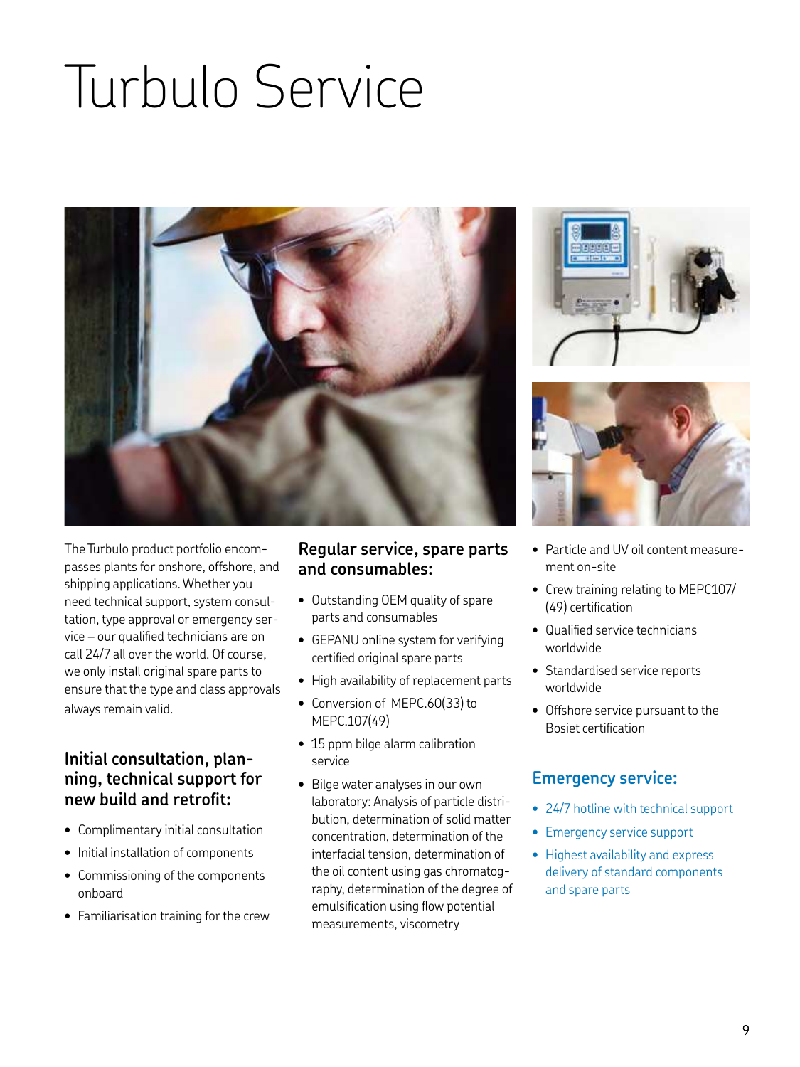# Turbulo Service

The Turbulo product portfolio encompasses plants for onshore, offshore, and shipping applications. Whether you need technical support, system consultation, type approval or emergency service – our qualified technicians are on call 24/7 all over the world. Of course, we only install original spare parts to ensure that the type and class approvals always remain valid.

### Initial consultation, planning, technical support for new build and retrofit:

- Complimentary initial consultation
- Initial installation of components
- Commissioning of the components onboard
- Familiarisation training for the crew

### Regular service, spare parts and consumables:

- Outstanding OEM quality of spare parts and consumables
- GEPANU online system for verifying certified original spare parts
- High availability of replacement parts
- Conversion of MEPC.60(33) to MEPC.107(49)
- 15 ppm bilge alarm calibration service
- Bilge water analyses in our own laboratory: Analysis of particle distribution, determination of solid matter concentration, determination of the interfacial tension, determination of the oil content using gas chromatography, determination of the degree of emulsification using flow potential measurements, viscometry
- Particle and UV oil content measurement on-site
- Crew training relating to MEPC107/(49) certification
- Qualified service technicians worldwide
- Standardised service reports worldwide
- Offshore service pursuant to the Bosiet certification

### Emergency service:

- 24/7 hotline with technical support
- Emergency service support
- Highest availability and express delivery of standard components and spare parts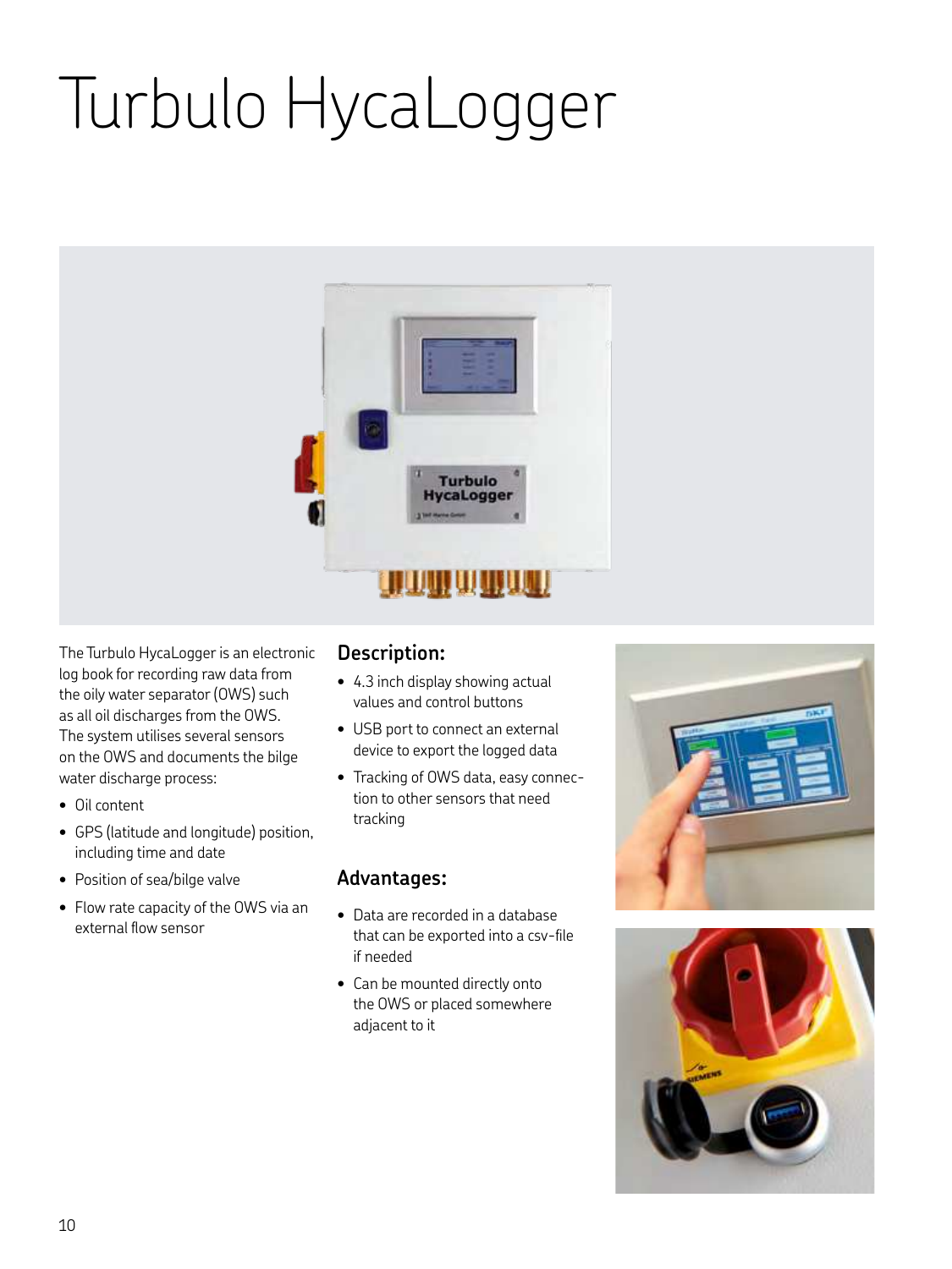# Turbulo HycaLogger

The Turbulo HycaLogger is an electronic log book for recording raw data from the oily water separator (OWS) such as all oil discharges from the OWS. The system utilises several sensors on the OWS and documents the bilge water discharge process:

- Oil content
- GPS (latitude and longitude) position, including time and date
- Position of sea/bilge valve
- Flow rate capacity of the OWS via an external flow sensor

## Description:

- 4.3 inch display showing actual values and control buttons
- USB port to connect an external device to export the logged data
- Tracking of OWS data, easy connection to other sensors that need tracking

## Advantages:

- Data are recorded in a database that can be exported into a csv-file if needed
- Can be mounted directly onto the OWS or placed somewhere adjacent to it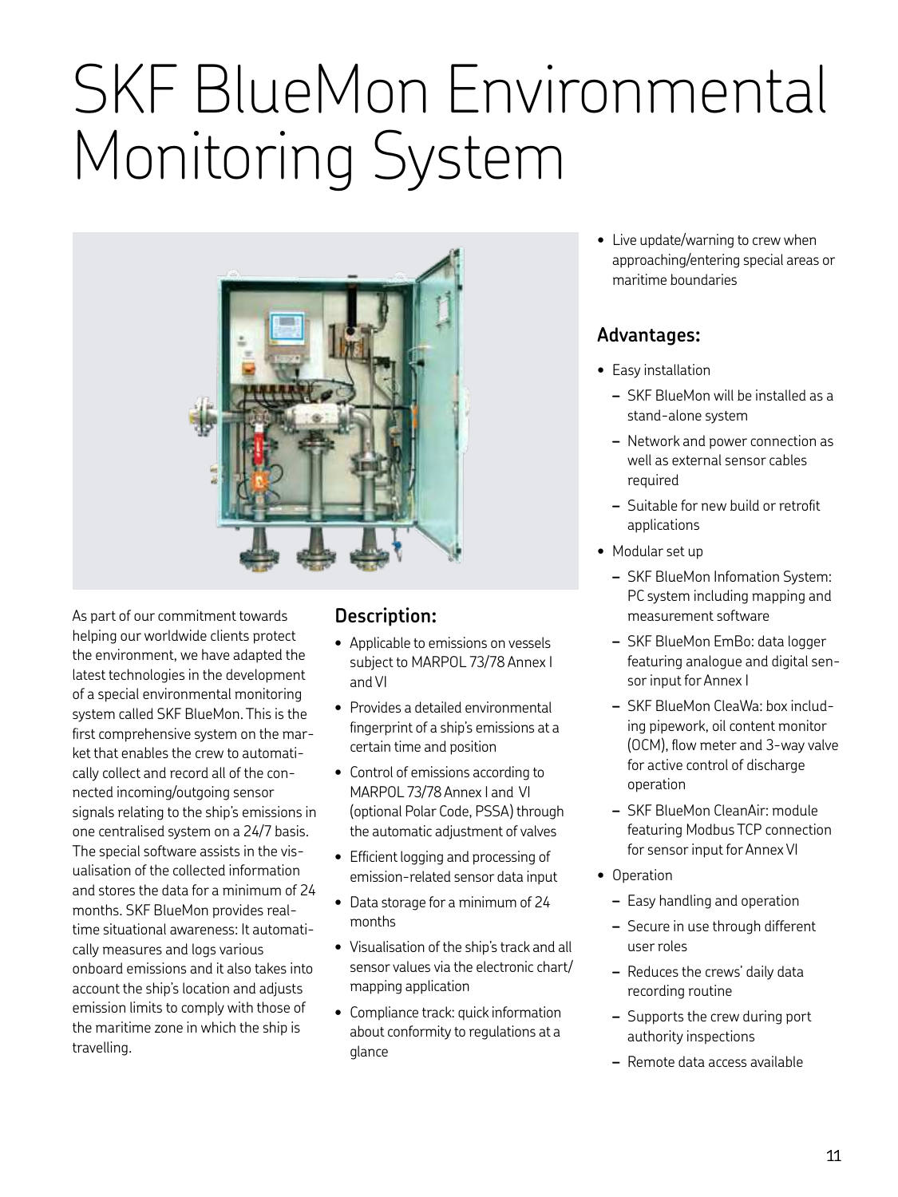# SKF BlueMon Environmental Monitoring System

As part of our commitment towards helping our worldwide clients protect the environment, we have adapted the latest technologies in the development of a special environmental monitoring system called SKF BlueMon. This is the first comprehensive system on the market that enables the crew to automatically collect and record all of the connected incoming/outgoing sensor signals relating to the ship's emissions in one centralised system on a 24/7 basis. The special software assists in the visualisation of the collected information and stores the data for a minimum of 24 months. SKF BlueMon provides real-time situational awareness: It automatically measures and logs various onboard emissions and it also takes into account the ship's location and adjusts emission limits to comply with those of the maritime zone in which the ship is travelling.

## Description:

- Applicable to emissions on vessels subject to MARPOL 73/78 Annex I and VI
- Provides a detailed environmental fingerprint of a ship's emissions at a certain time and position
- Control of emissions according to MARPOL 73/78 Annex I and VI (optional Polar Code, PSSA) through the automatic adjustment of valves
- Efficient logging and processing of emission-related sensor data input
- Data storage for a minimum of 24 months
- Visualisation of the ship's track and all sensor values via the electronic chart/mapping application
- Compliance track: quick information about conformity to regulations at a glance
- Live update/warning to crew when approaching/entering special areas or maritime boundaries

## Advantages:

- Easy installation
  - SKF BlueMon will be installed as a stand-alone system
  - Network and power connection as well as external sensor cables required
  - Suitable for new build or retrofit applications
- Modular set up
  - SKF BlueMon Infomation System: PC system including mapping and measurement software
  - SKF BlueMon EmBo: data logger featuring analogue and digital sensor input for Annex I
  - SKF BlueMon CleaWa: box including pipework, oil content monitor (OCM), flow meter and 3-way valve for active control of discharge operation
  - SKF BlueMon CleanAir: module featuring Modbus TCP connection for sensor input for Annex VI
- Operation
  - Easy handling and operation
  - Secure in use through different user roles
  - Reduces the crews' daily data recording routine
  - Supports the crew during port authority inspections
  - Remote data access available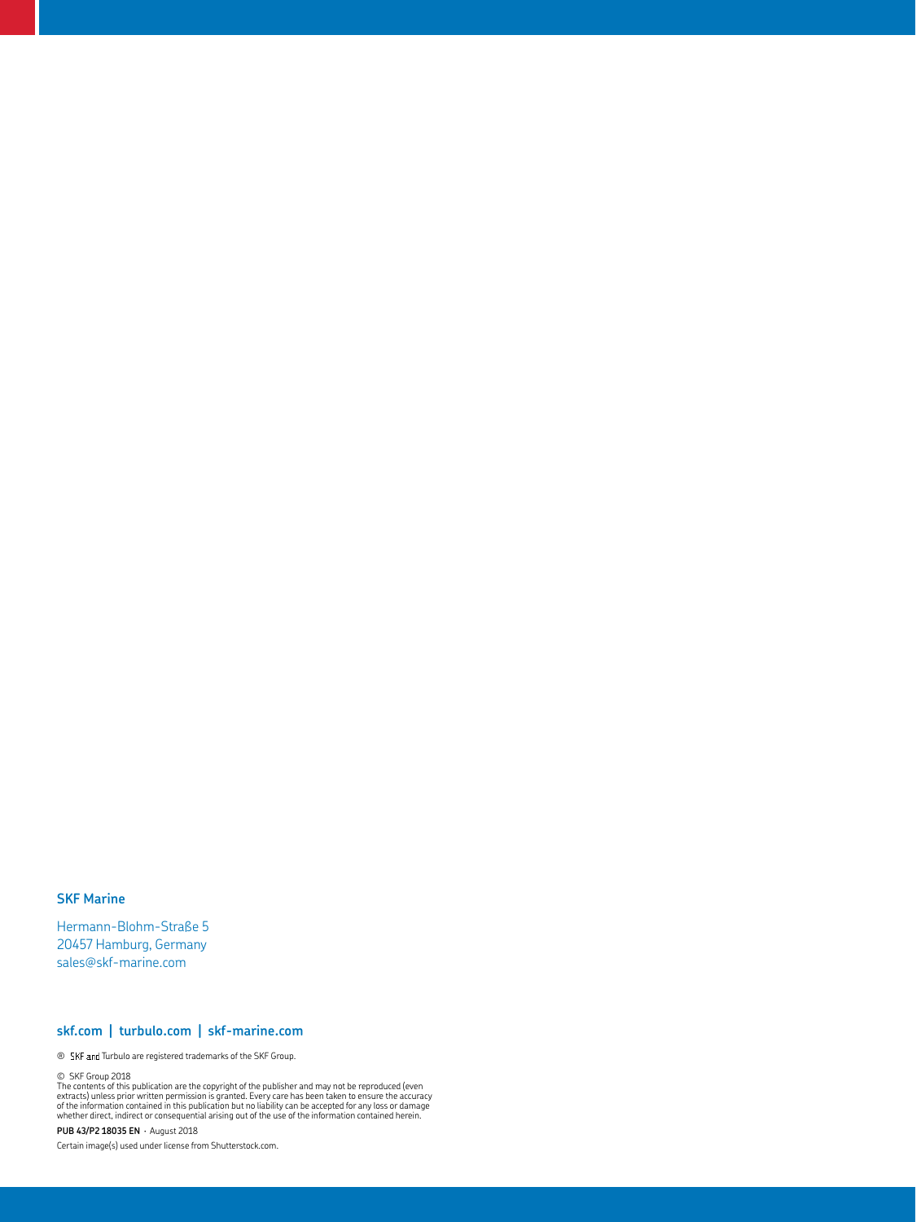**SKF Marine**

Hermann-Blohm-Straße 5
20457 Hamburg, Germany
sales@skf-marine.com

**skf.com | turbulo.com | skf-marine.com**

® SKF and Turbulo are registered trademarks of the SKF Group.

© SKF Group 2018
The contents of this publication are the copyright of the publisher and may not be reproduced (even extracts) unless prior written permission is granted. Every care has been taken to ensure the accuracy of the information contained in this publication but no liability can be accepted for any loss or damage whether direct, indirect or consequential arising out of the use of the information contained herein.

**PUB 43/P2 18035 EN** · August 2018

Certain image(s) used under license from Shutterstock.com.